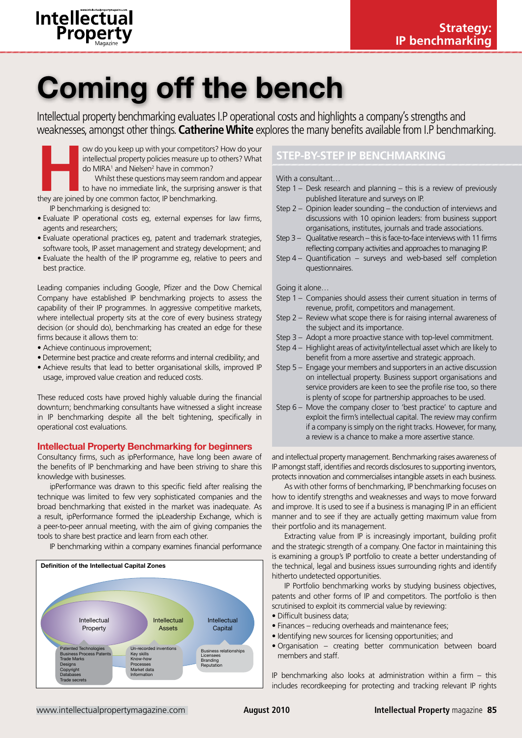# Coming off the bench

Intellectual property benchmarking evaluates I.P operational costs and highlights a company's strengths and weaknesses, amongst other things. **Catherine White** explores the many benefits available from I.P benchmarking.

How do you keep up with your competitors? How do your intellectual property policies measure up to others? What do MIRA[1] and Nielsen[2] have in common?

Whilst these questions may seem random and appear to have no immediate link, the surprising answer is that they are joined by one common factor, IP benchmarking.

IP benchmarking is designed to:

- Evaluate IP operational costs eg, external expenses for law firms, agents and researchers;
- Evaluate operational practices eg, patent and trademark strategies, software tools, IP asset management and strategy development; and
- Evaluate the health of the IP programme eg, relative to peers and best practice.

Leading companies including Google, Pfizer and the Dow Chemical Company have established IP benchmarking projects to assess the capability of their IP programmes. In aggressive competitive markets, where intellectual property sits at the core of every business strategy decision (or should do), benchmarking has created an edge for these firms because it allows them to:

- Achieve continuous improvement;
- Determine best practice and create reforms and internal credibility; and
- Achieve results that lead to better organisational skills, improved IP usage, improved value creation and reduced costs.

These reduced costs have proved highly valuable during the financial downturn; benchmarking consultants have witnessed a slight increase in IP benchmarking despite all the belt tightening, specifically in operational cost evaluations.

## Intellectual Property Benchmarking for beginners

Consultancy firms, such as ipPerformance, have long been aware of the benefits of IP benchmarking and have been striving to share this knowledge with businesses.

ipPerformance was drawn to this specific field after realising the technique was limited to few very sophisticated companies and the broad benchmarking that existed in the market was inadequate. As a result, ipPerformance formed the ipLeadership Exchange, which is a peer-to-peer annual meeting, with the aim of giving companies the tools to share best practice and learn from each other.

IP benchmarking within a company examines financial performance and intellectual property management. Benchmarking raises awareness of IP amongst staff, identifies and records disclosures to supporting inventors, protects innovation and commercialises intangible assets in each business.

As with other forms of benchmarking, IP benchmarking focuses on how to identify strengths and weaknesses and ways to move forward and improve. It is used to see if a business is managing IP in an efficient manner and to see if they are actually getting maximum value from their portfolio and its management.

Extracting value from IP is increasingly important, building profit and the strategic strength of a company. One factor in maintaining this is examining a group's IP portfolio to create a better understanding of the technical, legal and business issues surrounding rights and identify hitherto undetected opportunities.

IP Portfolio benchmarking works by studying business objectives, patents and other forms of IP and competitors. The portfolio is then scrutinised to exploit its commercial value by reviewing:

- Difficult business data;
- Finances – reducing overheads and maintenance fees;
- Identifying new sources for licensing opportunities; and
- Organisation – creating better communication between board members and staff.

IP benchmarking also looks at administration within a firm – this includes recordkeeping for protecting and tracking relevant IP rights

**Definition of the Intellectual Capital Zones**

- **Intellectual Property:** Patented Technologies, Business Process Patents, Trade Marks, Designs, Copyright, Databases, Trade secrets
- **Intellectual Assets:** Un-recorded inventions, Key skills, Know-how, Processes, Market data, Information
- **Intellectual Capital:** Business relationships, Licensees, Branding, Reputation

## STEP-BY-STEP IP BENCHMARKING

With a consultant…

- Step 1 – Desk research and planning – this is a review of previously published literature and surveys on IP.
- Step 2 – Opinion leader sounding – the conduction of interviews and discussions with 10 opinion leaders: from business support organisations, institutes, journals and trade associations.
- Step 3 – Qualitative research – this is face-to-face interviews with 11 firms reflecting company activities and approaches to managing IP.
- Step 4 – Quantification – surveys and web-based self completion questionnaires.

Going it alone…

- Step 1 – Companies should assess their current situation in terms of revenue, profit, competitors and management.
- Step 2 – Review what scope there is for raising internal awareness of the subject and its importance.
- Step 3 – Adopt a more proactive stance with top-level commitment.
- Step 4 – Highlight areas of activity/intellectual asset which are likely to benefit from a more assertive and strategic approach.
- Step 5 – Engage your members and supporters in an active discussion on intellectual property. Business support organisations and service providers are keen to see the profile rise too, so there is plenty of scope for partnership approaches to be used.
- Step 6 – Move the company closer to 'best practice' to capture and exploit the firm's intellectual capital. The review may confirm if a company is simply on the right tracks. However, for many, a review is a chance to make a more assertive stance.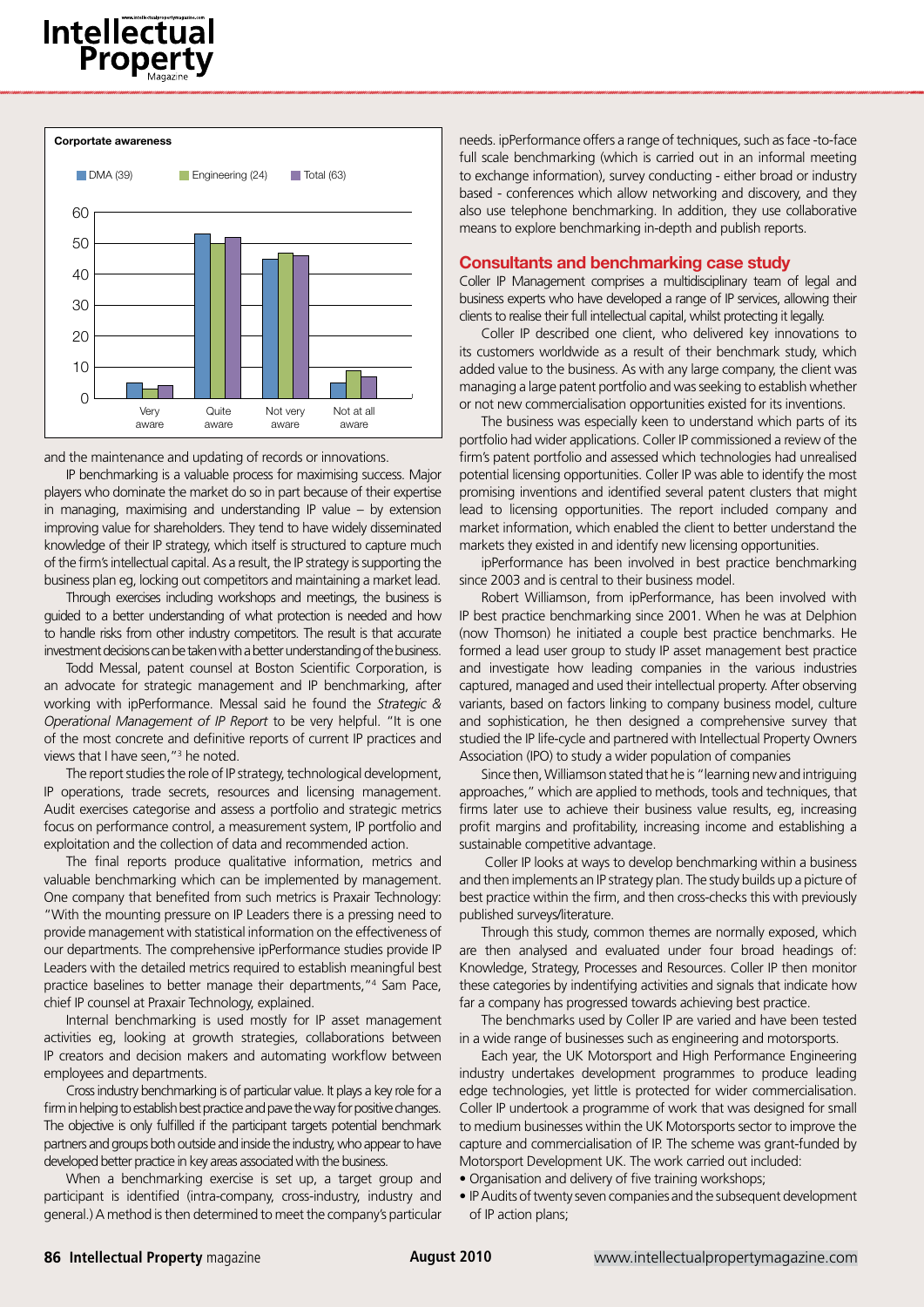**Corportate awareness**

DMA (39) | Engineering (24) | Total (63)

Very aware | Quite aware | Not very aware | Not at all aware

and the maintenance and updating of records or innovations.

IP benchmarking is a valuable process for maximising success. Major players who dominate the market do so in part because of their expertise in managing, maximising and understanding IP value – by extension improving value for shareholders. They tend to have widely disseminated knowledge of their IP strategy, which itself is structured to capture much of the firm's intellectual capital. As a result, the IP strategy is supporting the business plan eg, locking out competitors and maintaining a market lead.

Through exercises including workshops and meetings, the business is guided to a better understanding of what protection is needed and how to handle risks from other industry competitors. The result is that accurate investment decisions can be taken with a better understanding of the business.

Todd Messal, patent counsel at Boston Scientific Corporation, is an advocate for strategic management and IP benchmarking, after working with ipPerformance. Messal said he found the *Strategic & Operational Management of IP Report* to be very helpful. "It is one of the most concrete and definitive reports of current IP practices and views that I have seen,"[3] he noted.

The report studies the role of IP strategy, technological development, IP operations, trade secrets, resources and licensing management. Audit exercises categorise and assess a portfolio and strategic metrics focus on performance control, a measurement system, IP portfolio and exploitation and the collection of data and recommended action.

The final reports produce qualitative information, metrics and valuable benchmarking which can be implemented by management. One company that benefited from such metrics is Praxair Technology: "With the mounting pressure on IP Leaders there is a pressing need to provide management with statistical information on the effectiveness of our departments. The comprehensive ipPerformance studies provide IP Leaders with the detailed metrics required to establish meaningful best practice baselines to better manage their departments,"[4] Sam Pace, chief IP counsel at Praxair Technology, explained.

Internal benchmarking is used mostly for IP asset management activities eg, looking at growth strategies, collaborations between IP creators and decision makers and automating workflow between employees and departments.

Cross industry benchmarking is of particular value. It plays a key role for a firm in helping to establish best practice and pave the way for positive changes. The objective is only fulfilled if the participant targets potential benchmark partners and groups both outside and inside the industry, who appear to have developed better practice in key areas associated with the business.

When a benchmarking exercise is set up, a target group and participant is identified (intra-company, cross-industry, industry and general.) A method is then determined to meet the company's particular needs. ipPerformance offers a range of techniques, such as face -to-face full scale benchmarking (which is carried out in an informal meeting to exchange information), survey conducting - either broad or industry based - conferences which allow networking and discovery, and they also use telephone benchmarking. In addition, they use collaborative means to explore benchmarking in-depth and publish reports.

## Consultants and benchmarking case study

Coller IP Management comprises a multidisciplinary team of legal and business experts who have developed a range of IP services, allowing their clients to realise their full intellectual capital, whilst protecting it legally.

Coller IP described one client, who delivered key innovations to its customers worldwide as a result of their benchmark study, which added value to the business. As with any large company, the client was managing a large patent portfolio and was seeking to establish whether or not new commercialisation opportunities existed for its inventions.

The business was especially keen to understand which parts of its portfolio had wider applications. Coller IP commissioned a review of the firm's patent portfolio and assessed which technologies had unrealised potential licensing opportunities. Coller IP was able to identify the most promising inventions and identified several patent clusters that might lead to licensing opportunities. The report included company and market information, which enabled the client to better understand the markets they existed in and identify new licensing opportunities.

ipPerformance has been involved in best practice benchmarking since 2003 and is central to their business model.

Robert Williamson, from ipPerformance, has been involved with IP best practice benchmarking since 2001. When he was at Delphion (now Thomson) he initiated a couple best practice benchmarks. He formed a lead user group to study IP asset management best practice and investigate how leading companies in the various industries captured, managed and used their intellectual property. After observing variants, based on factors linking to company business model, culture and sophistication, he then designed a comprehensive survey that studied the IP life-cycle and partnered with Intellectual Property Owners Association (IPO) to study a wider population of companies

Since then, Williamson stated that he is "learning new and intriguing approaches," which are applied to methods, tools and techniques, that firms later use to achieve their business value results, eg, increasing profit margins and profitability, increasing income and establishing a sustainable competitive advantage.

Coller IP looks at ways to develop benchmarking within a business and then implements an IP strategy plan. The study builds up a picture of best practice within the firm, and then cross-checks this with previously published surveys/literature.

Through this study, common themes are normally exposed, which are then analysed and evaluated under four broad headings of: Knowledge, Strategy, Processes and Resources. Coller IP then monitor these categories by indentifying activities and signals that indicate how far a company has progressed towards achieving best practice.

The benchmarks used by Coller IP are varied and have been tested in a wide range of businesses such as engineering and motorsports.

Each year, the UK Motorsport and High Performance Engineering industry undertakes development programmes to produce leading edge technologies, yet little is protected for wider commercialisation. Coller IP undertook a programme of work that was designed for small to medium businesses within the UK Motorsports sector to improve the capture and commercialisation of IP. The scheme was grant-funded by Motorsport Development UK. The work carried out included:

- Organisation and delivery of five training workshops;
- IP Audits of twenty seven companies and the subsequent development of IP action plans;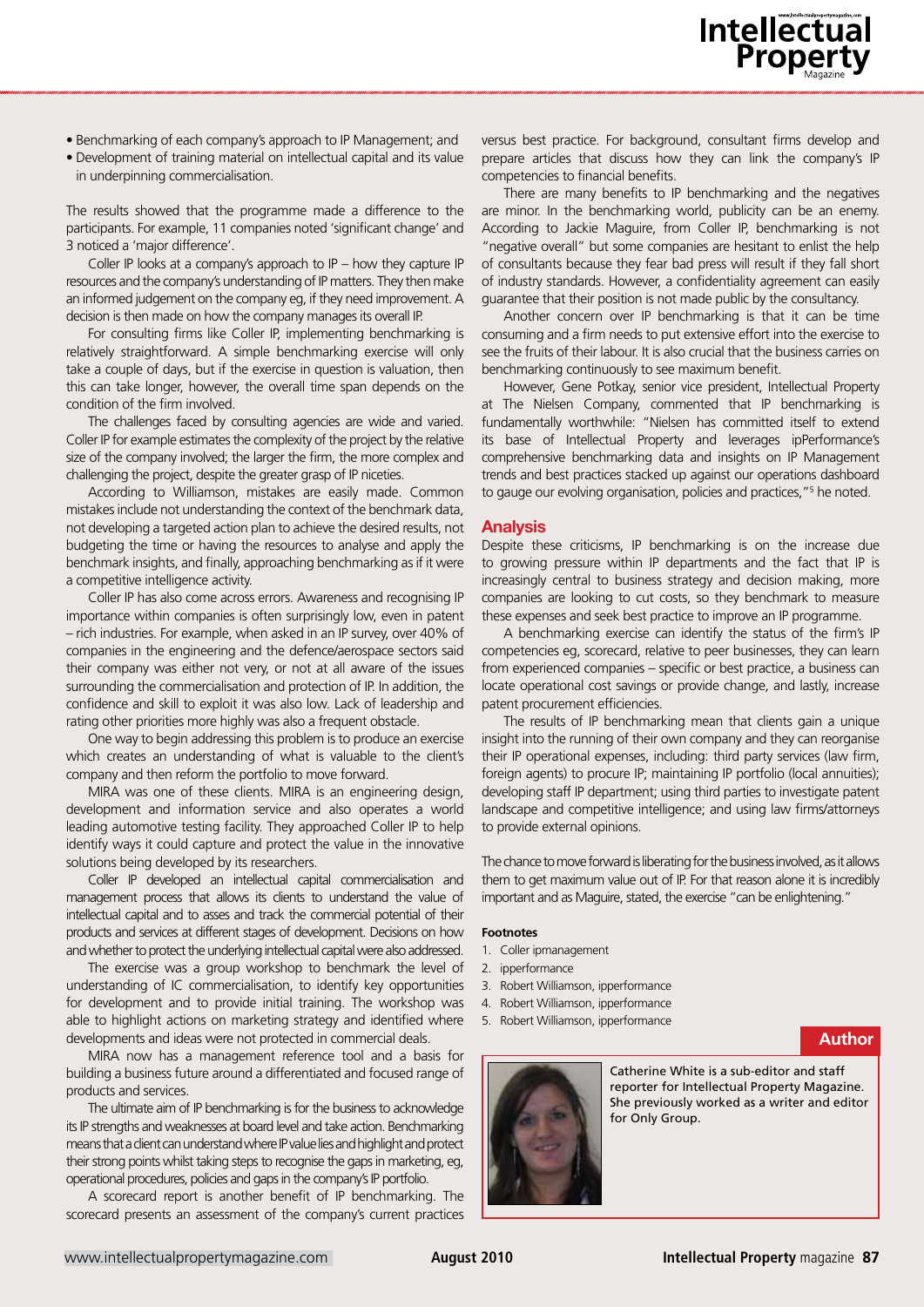- Benchmarking of each company's approach to IP Management; and
- Development of training material on intellectual capital and its value in underpinning commercialisation.

The results showed that the programme made a difference to the participants. For example, 11 companies noted 'significant change' and 3 noticed a 'major difference'.

Coller IP looks at a company's approach to IP – how they capture IP resources and the company's understanding of IP matters. They then make an informed judgement on the company eg, if they need improvement. A decision is then made on how the company manages its overall IP.

For consulting firms like Coller IP, implementing benchmarking is relatively straightforward. A simple benchmarking exercise will only take a couple of days, but if the exercise in question is valuation, then this can take longer, however, the overall time span depends on the condition of the firm involved.

The challenges faced by consulting agencies are wide and varied. Coller IP for example estimates the complexity of the project by the relative size of the company involved; the larger the firm, the more complex and challenging the project, despite the greater grasp of IP niceties.

According to Williamson, mistakes are easily made. Common mistakes include not understanding the context of the benchmark data, not developing a targeted action plan to achieve the desired results, not budgeting the time or having the resources to analyse and apply the benchmark insights, and finally, approaching benchmarking as if it were a competitive intelligence activity.

Coller IP has also come across errors. Awareness and recognising IP importance within companies is often surprisingly low, even in patent – rich industries. For example, when asked in an IP survey, over 40% of companies in the engineering and the defence/aerospace sectors said their company was either not very, or not at all aware of the issues surrounding the commercialisation and protection of IP. In addition, the confidence and skill to exploit it was also low. Lack of leadership and rating other priorities more highly was also a frequent obstacle.

One way to begin addressing this problem is to produce an exercise which creates an understanding of what is valuable to the client's company and then reform the portfolio to move forward.

MIRA was one of these clients. MIRA is an engineering design, development and information service and also operates a world leading automotive testing facility. They approached Coller IP to help identify ways it could capture and protect the value in the innovative solutions being developed by its researchers.

Coller IP developed an intellectual capital commercialisation and management process that allows its clients to understand the value of intellectual capital and to asses and track the commercial potential of their products and services at different stages of development. Decisions on how and whether to protect the underlying intellectual capital were also addressed.

The exercise was a group workshop to benchmark the level of understanding of IC commercialisation, to identify key opportunities for development and to provide initial training. The workshop was able to highlight actions on marketing strategy and identified where developments and ideas were not protected in commercial deals.

MIRA now has a management reference tool and a basis for building a business future around a differentiated and focused range of products and services.

The ultimate aim of IP benchmarking is for the business to acknowledge its IP strengths and weaknesses at board level and take action. Benchmarking means that a client can understand where IP value lies and highlight and protect their strong points whilst taking steps to recognise the gaps in marketing, eg, operational procedures, policies and gaps in the company's IP portfolio.

A scorecard report is another benefit of IP benchmarking. The scorecard presents an assessment of the company's current practices versus best practice. For background, consultant firms develop and prepare articles that discuss how they can link the company's IP competencies to financial benefits.

There are many benefits to IP benchmarking and the negatives are minor. In the benchmarking world, publicity can be an enemy. According to Jackie Maguire, from Coller IP, benchmarking is not "negative overall" but some companies are hesitant to enlist the help of consultants because they fear bad press will result if they fall short of industry standards. However, a confidentiality agreement can easily guarantee that their position is not made public by the consultancy.

Another concern over IP benchmarking is that it can be time consuming and a firm needs to put extensive effort into the exercise to see the fruits of their labour. It is also crucial that the business carries on benchmarking continuously to see maximum benefit.

However, Gene Potkay, senior vice president, Intellectual Property at The Nielsen Company, commented that IP benchmarking is fundamentally worthwhile: "Nielsen has committed itself to extend its base of Intellectual Property and leverages ipPerformance's comprehensive benchmarking data and insights on IP Management trends and best practices stacked up against our operations dashboard to gauge our evolving organisation, policies and practices,"[5] he noted.

## Analysis

Despite these criticisms, IP benchmarking is on the increase due to growing pressure within IP departments and the fact that IP is increasingly central to business strategy and decision making, more companies are looking to cut costs, so they benchmark to measure these expenses and seek best practice to improve an IP programme.

A benchmarking exercise can identify the status of the firm's IP competencies eg, scorecard, relative to peer businesses, they can learn from experienced companies – specific or best practice, a business can locate operational cost savings or provide change, and lastly, increase patent procurement efficiencies.

The results of IP benchmarking mean that clients gain a unique insight into the running of their own company and they can reorganise their IP operational expenses, including: third party services (law firm, foreign agents) to procure IP; maintaining IP portfolio (local annuities); developing staff IP department; using third parties to investigate patent landscape and competitive intelligence; and using law firms/attorneys to provide external opinions.

The chance to move forward is liberating for the business involved, as it allows them to get maximum value out of IP. For that reason alone it is incredibly important and as Maguire, stated, the exercise "can be enlightening."

**Footnotes**

1. Coller ipmanagement
2. ipperformance
3. Robert Williamson, ipperformance
4. Robert Williamson, ipperformance
5. Robert Williamson, ipperformance

## Author

Catherine White is a sub-editor and staff reporter for Intellectual Property Magazine. She previously worked as a writer and editor for Only Group.